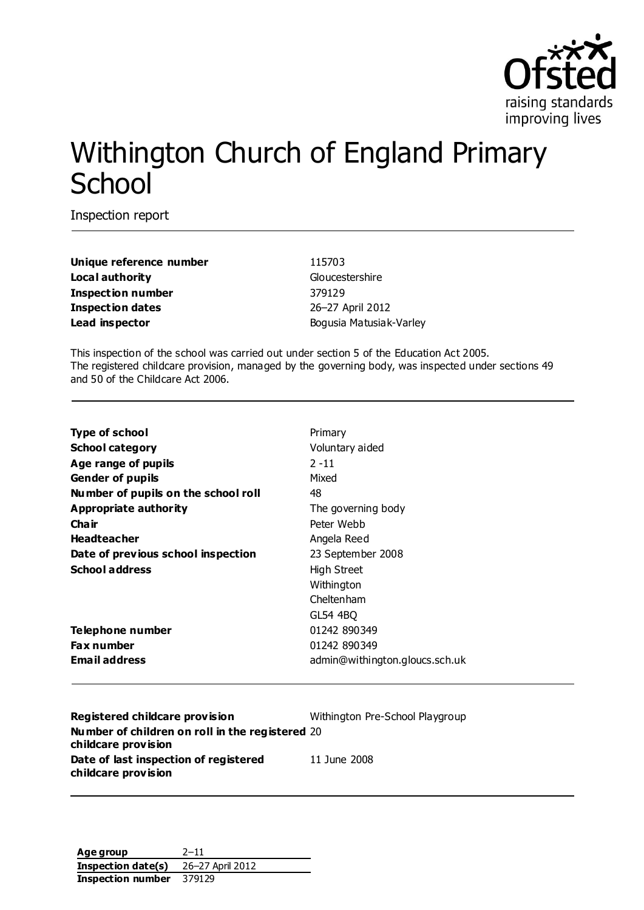# Withington Church of England Primary School

Inspection report

| | |
|---|---|
| **Unique reference number** | 115703 |
| **Local authority** | Gloucestershire |
| **Inspection number** | 379129 |
| **Inspection dates** | 26–27 April 2012 |
| **Lead inspector** | Bogusia Matusiak-Varley |

This inspection of the school was carried out under section 5 of the Education Act 2005. The registered childcare provision, managed by the governing body, was inspected under sections 49 and 50 of the Childcare Act 2006.

| | |
|---|---|
| **Type of school** | Primary |
| **School category** | Voluntary aided |
| **Age range of pupils** | 2 -11 |
| **Gender of pupils** | Mixed |
| **Number of pupils on the school roll** | 48 |
| **Appropriate authority** | The governing body |
| **Chair** | Peter Webb |
| **Headteacher** | Angela Reed |
| **Date of previous school inspection** | 23 September 2008 |
| **School address** | High Street<br>Withington<br>Cheltenham<br>GL54 4BQ |
| **Telephone number** | 01242 890349 |
| **Fax number** | 01242 890349 |
| **Email address** | admin@withington.gloucs.sch.uk |

| | |
|---|---|
| **Registered childcare provision** | Withington Pre-School Playgroup |
| **Number of children on roll in the registered childcare provision** | 20 |
| **Date of last inspection of registered childcare provision** | 11 June 2008 |

| | |
|---|---|
| **Age group** | 2–11 |
| **Inspection date(s)** | 26–27 April 2012 |
| **Inspection number** | 379129 |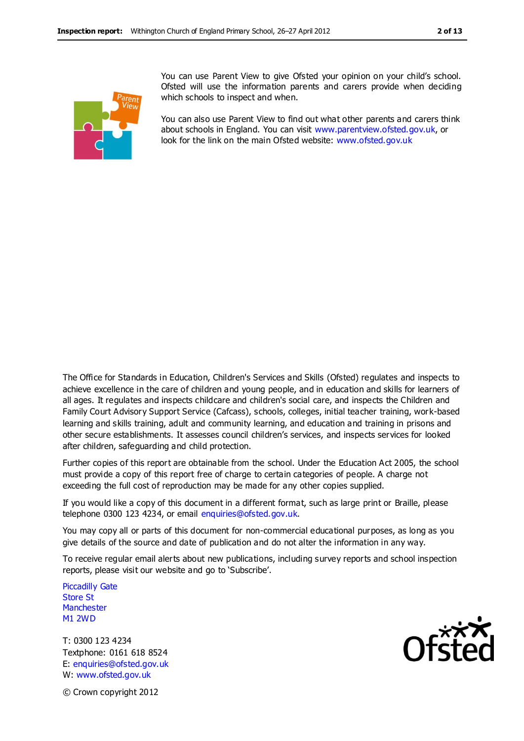You can use Parent View to give Ofsted your opinion on your child's school. Ofsted will use the information parents and carers provide when deciding which schools to inspect and when.

You can also use Parent View to find out what other parents and carers think about schools in England. You can visit www.parentview.ofsted.gov.uk, or look for the link on the main Ofsted website: www.ofsted.gov.uk

The Office for Standards in Education, Children's Services and Skills (Ofsted) regulates and inspects to achieve excellence in the care of children and young people, and in education and skills for learners of all ages. It regulates and inspects childcare and children's social care, and inspects the Children and Family Court Advisory Support Service (Cafcass), schools, colleges, initial teacher training, work-based learning and skills training, adult and community learning, and education and training in prisons and other secure establishments. It assesses council children's services, and inspects services for looked after children, safeguarding and child protection.

Further copies of this report are obtainable from the school. Under the Education Act 2005, the school must provide a copy of this report free of charge to certain categories of people. A charge not exceeding the full cost of reproduction may be made for any other copies supplied.

If you would like a copy of this document in a different format, such as large print or Braille, please telephone 0300 123 4234, or email enquiries@ofsted.gov.uk.

You may copy all or parts of this document for non-commercial educational purposes, as long as you give details of the source and date of publication and do not alter the information in any way.

To receive regular email alerts about new publications, including survey reports and school inspection reports, please visit our website and go to 'Subscribe'.

Piccadilly Gate
Store St
Manchester
M1 2WD

T: 0300 123 4234
Textphone: 0161 618 8524
E: enquiries@ofsted.gov.uk
W: www.ofsted.gov.uk

© Crown copyright 2012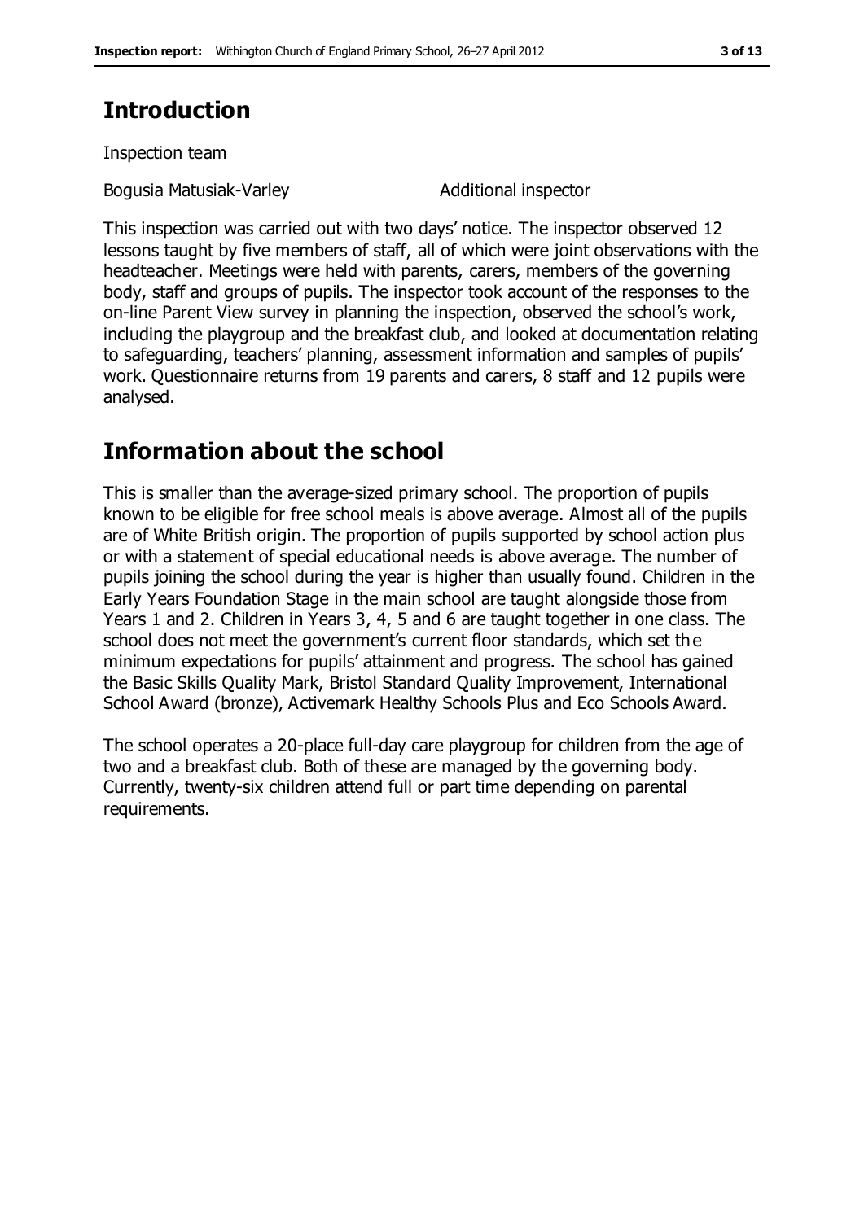## Introduction

Inspection team

Bogusia Matusiak-Varley Additional inspector

This inspection was carried out with two days' notice. The inspector observed 12 lessons taught by five members of staff, all of which were joint observations with the headteacher. Meetings were held with parents, carers, members of the governing body, staff and groups of pupils. The inspector took account of the responses to the on-line Parent View survey in planning the inspection, observed the school's work, including the playgroup and the breakfast club, and looked at documentation relating to safeguarding, teachers' planning, assessment information and samples of pupils' work. Questionnaire returns from 19 parents and carers, 8 staff and 12 pupils were analysed.

## Information about the school

This is smaller than the average-sized primary school. The proportion of pupils known to be eligible for free school meals is above average. Almost all of the pupils are of White British origin. The proportion of pupils supported by school action plus or with a statement of special educational needs is above average. The number of pupils joining the school during the year is higher than usually found. Children in the Early Years Foundation Stage in the main school are taught alongside those from Years 1 and 2. Children in Years 3, 4, 5 and 6 are taught together in one class. The school does not meet the government's current floor standards, which set the minimum expectations for pupils' attainment and progress. The school has gained the Basic Skills Quality Mark, Bristol Standard Quality Improvement, International School Award (bronze), Activemark Healthy Schools Plus and Eco Schools Award.

The school operates a 20-place full-day care playgroup for children from the age of two and a breakfast club. Both of these are managed by the governing body. Currently, twenty-six children attend full or part time depending on parental requirements.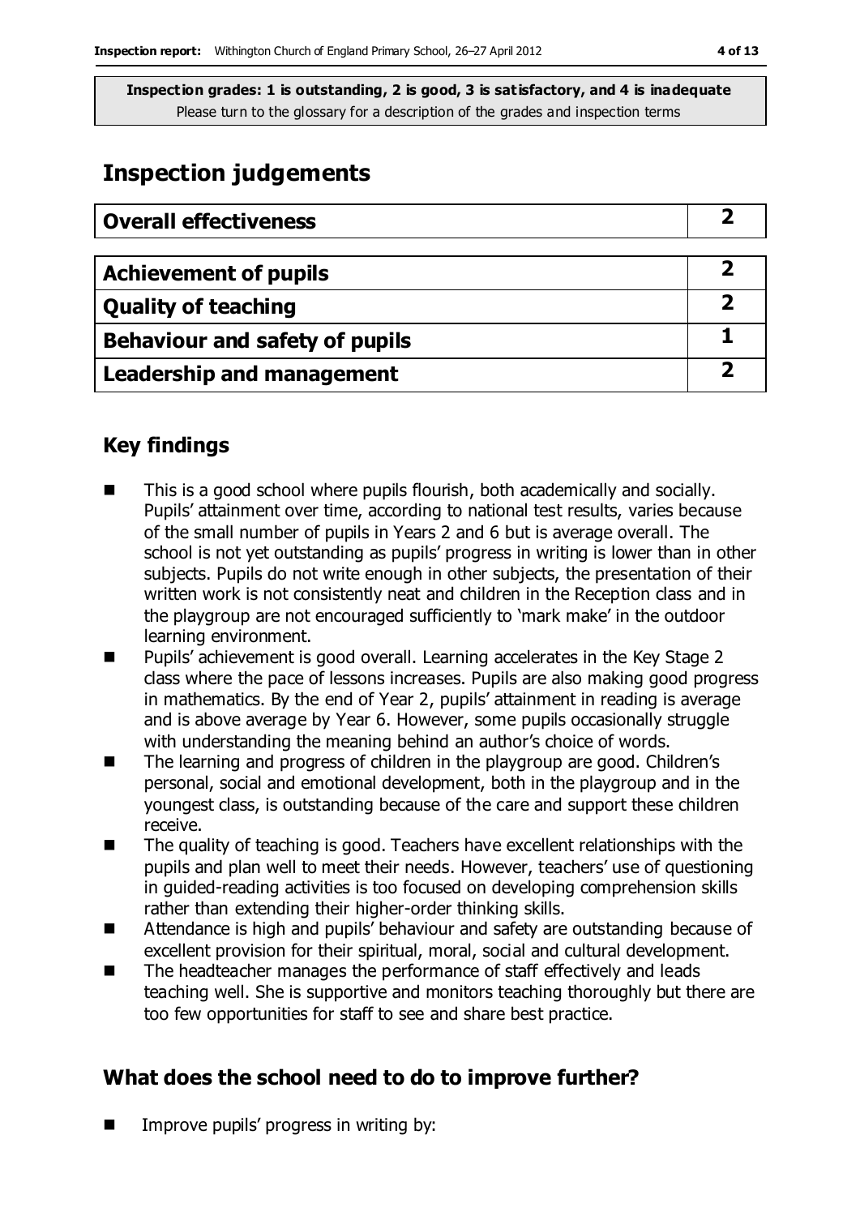**Inspection grades: 1 is outstanding, 2 is good, 3 is satisfactory, and 4 is inadequate**
Please turn to the glossary for a description of the grades and inspection terms

# Inspection judgements

| Overall effectiveness | 2 |
| --- | --- |

| Achievement of pupils | 2 |
| --- | --- |
| Quality of teaching | 2 |
| Behaviour and safety of pupils | 1 |
| Leadership and management | 2 |

## Key findings

- This is a good school where pupils flourish, both academically and socially. Pupils' attainment over time, according to national test results, varies because of the small number of pupils in Years 2 and 6 but is average overall. The school is not yet outstanding as pupils' progress in writing is lower than in other subjects. Pupils do not write enough in other subjects, the presentation of their written work is not consistently neat and children in the Reception class and in the playgroup are not encouraged sufficiently to 'mark make' in the outdoor learning environment.
- Pupils' achievement is good overall. Learning accelerates in the Key Stage 2 class where the pace of lessons increases. Pupils are also making good progress in mathematics. By the end of Year 2, pupils' attainment in reading is average and is above average by Year 6. However, some pupils occasionally struggle with understanding the meaning behind an author's choice of words.
- The learning and progress of children in the playgroup are good. Children's personal, social and emotional development, both in the playgroup and in the youngest class, is outstanding because of the care and support these children receive.
- The quality of teaching is good. Teachers have excellent relationships with the pupils and plan well to meet their needs. However, teachers' use of questioning in guided-reading activities is too focused on developing comprehension skills rather than extending their higher-order thinking skills.
- Attendance is high and pupils' behaviour and safety are outstanding because of excellent provision for their spiritual, moral, social and cultural development.
- The headteacher manages the performance of staff effectively and leads teaching well. She is supportive and monitors teaching thoroughly but there are too few opportunities for staff to see and share best practice.

## What does the school need to do to improve further?

- Improve pupils' progress in writing by: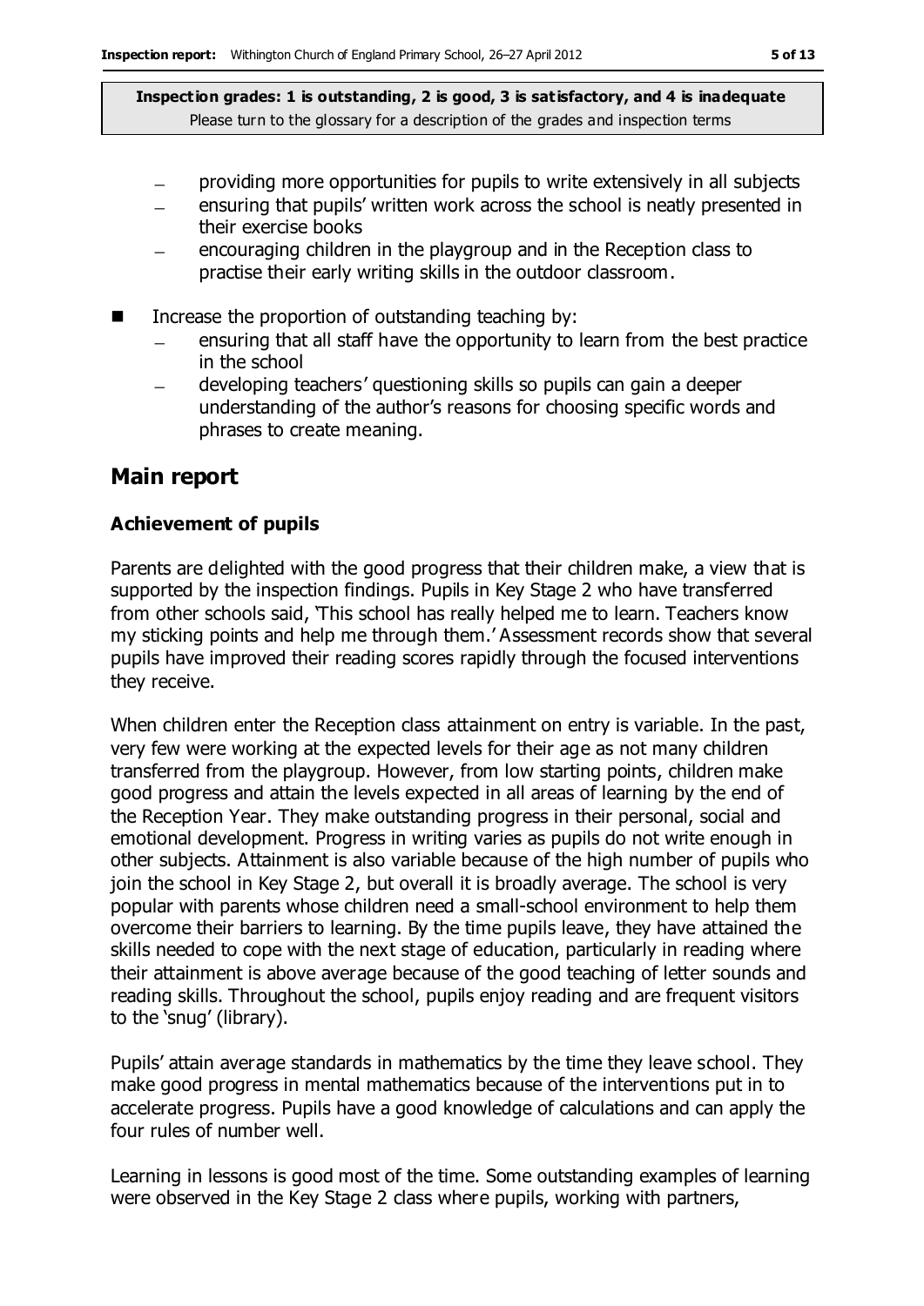- providing more opportunities for pupils to write extensively in all subjects
  - ensuring that pupils' written work across the school is neatly presented in their exercise books
  - encouraging children in the playgroup and in the Reception class to practise their early writing skills in the outdoor classroom.

- Increase the proportion of outstanding teaching by:
  - ensuring that all staff have the opportunity to learn from the best practice in the school
  - developing teachers' questioning skills so pupils can gain a deeper understanding of the author's reasons for choosing specific words and phrases to create meaning.

## Main report

### Achievement of pupils

Parents are delighted with the good progress that their children make, a view that is supported by the inspection findings. Pupils in Key Stage 2 who have transferred from other schools said, 'This school has really helped me to learn. Teachers know my sticking points and help me through them.' Assessment records show that several pupils have improved their reading scores rapidly through the focused interventions they receive.

When children enter the Reception class attainment on entry is variable. In the past, very few were working at the expected levels for their age as not many children transferred from the playgroup. However, from low starting points, children make good progress and attain the levels expected in all areas of learning by the end of the Reception Year. They make outstanding progress in their personal, social and emotional development. Progress in writing varies as pupils do not write enough in other subjects. Attainment is also variable because of the high number of pupils who join the school in Key Stage 2, but overall it is broadly average. The school is very popular with parents whose children need a small-school environment to help them overcome their barriers to learning. By the time pupils leave, they have attained the skills needed to cope with the next stage of education, particularly in reading where their attainment is above average because of the good teaching of letter sounds and reading skills. Throughout the school, pupils enjoy reading and are frequent visitors to the 'snug' (library).

Pupils' attain average standards in mathematics by the time they leave school. They make good progress in mental mathematics because of the interventions put in to accelerate progress. Pupils have a good knowledge of calculations and can apply the four rules of number well.

Learning in lessons is good most of the time. Some outstanding examples of learning were observed in the Key Stage 2 class where pupils, working with partners,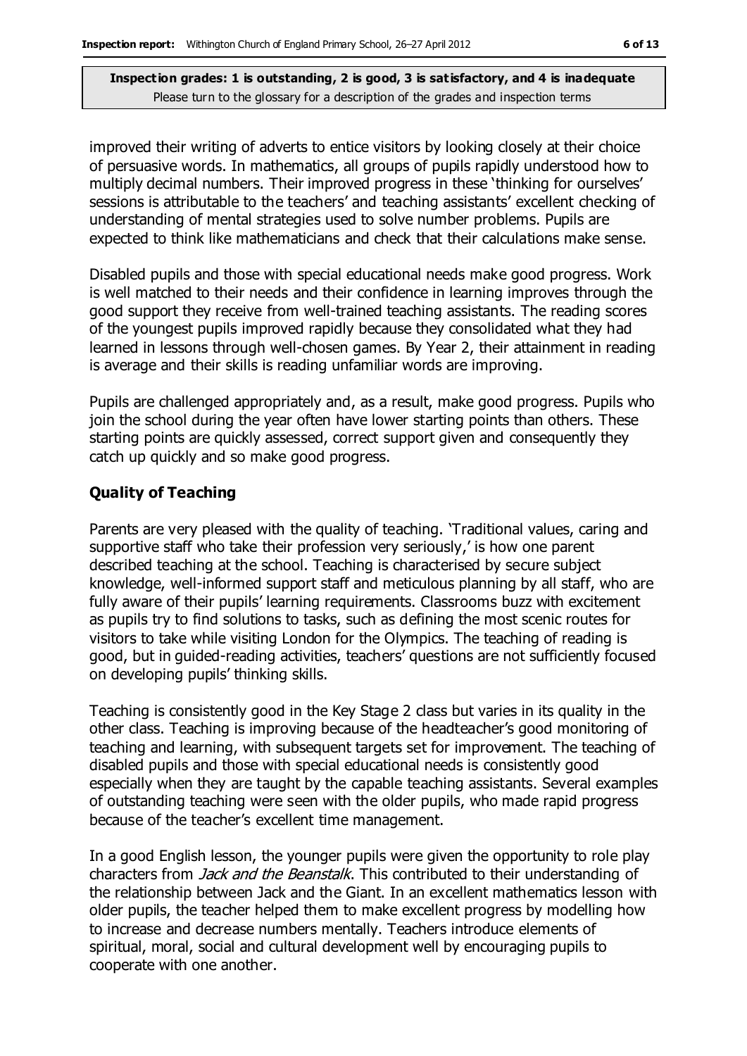improved their writing of adverts to entice visitors by looking closely at their choice of persuasive words. In mathematics, all groups of pupils rapidly understood how to multiply decimal numbers. Their improved progress in these 'thinking for ourselves' sessions is attributable to the teachers' and teaching assistants' excellent checking of understanding of mental strategies used to solve number problems. Pupils are expected to think like mathematicians and check that their calculations make sense.

Disabled pupils and those with special educational needs make good progress. Work is well matched to their needs and their confidence in learning improves through the good support they receive from well-trained teaching assistants. The reading scores of the youngest pupils improved rapidly because they consolidated what they had learned in lessons through well-chosen games. By Year 2, their attainment in reading is average and their skills is reading unfamiliar words are improving.

Pupils are challenged appropriately and, as a result, make good progress. Pupils who join the school during the year often have lower starting points than others. These starting points are quickly assessed, correct support given and consequently they catch up quickly and so make good progress.

### Quality of Teaching

Parents are very pleased with the quality of teaching. 'Traditional values, caring and supportive staff who take their profession very seriously,' is how one parent described teaching at the school. Teaching is characterised by secure subject knowledge, well-informed support staff and meticulous planning by all staff, who are fully aware of their pupils' learning requirements. Classrooms buzz with excitement as pupils try to find solutions to tasks, such as defining the most scenic routes for visitors to take while visiting London for the Olympics. The teaching of reading is good, but in guided-reading activities, teachers' questions are not sufficiently focused on developing pupils' thinking skills.

Teaching is consistently good in the Key Stage 2 class but varies in its quality in the other class. Teaching is improving because of the headteacher's good monitoring of teaching and learning, with subsequent targets set for improvement. The teaching of disabled pupils and those with special educational needs is consistently good especially when they are taught by the capable teaching assistants. Several examples of outstanding teaching were seen with the older pupils, who made rapid progress because of the teacher's excellent time management.

In a good English lesson, the younger pupils were given the opportunity to role play characters from *Jack and the Beanstalk*. This contributed to their understanding of the relationship between Jack and the Giant. In an excellent mathematics lesson with older pupils, the teacher helped them to make excellent progress by modelling how to increase and decrease numbers mentally. Teachers introduce elements of spiritual, moral, social and cultural development well by encouraging pupils to cooperate with one another.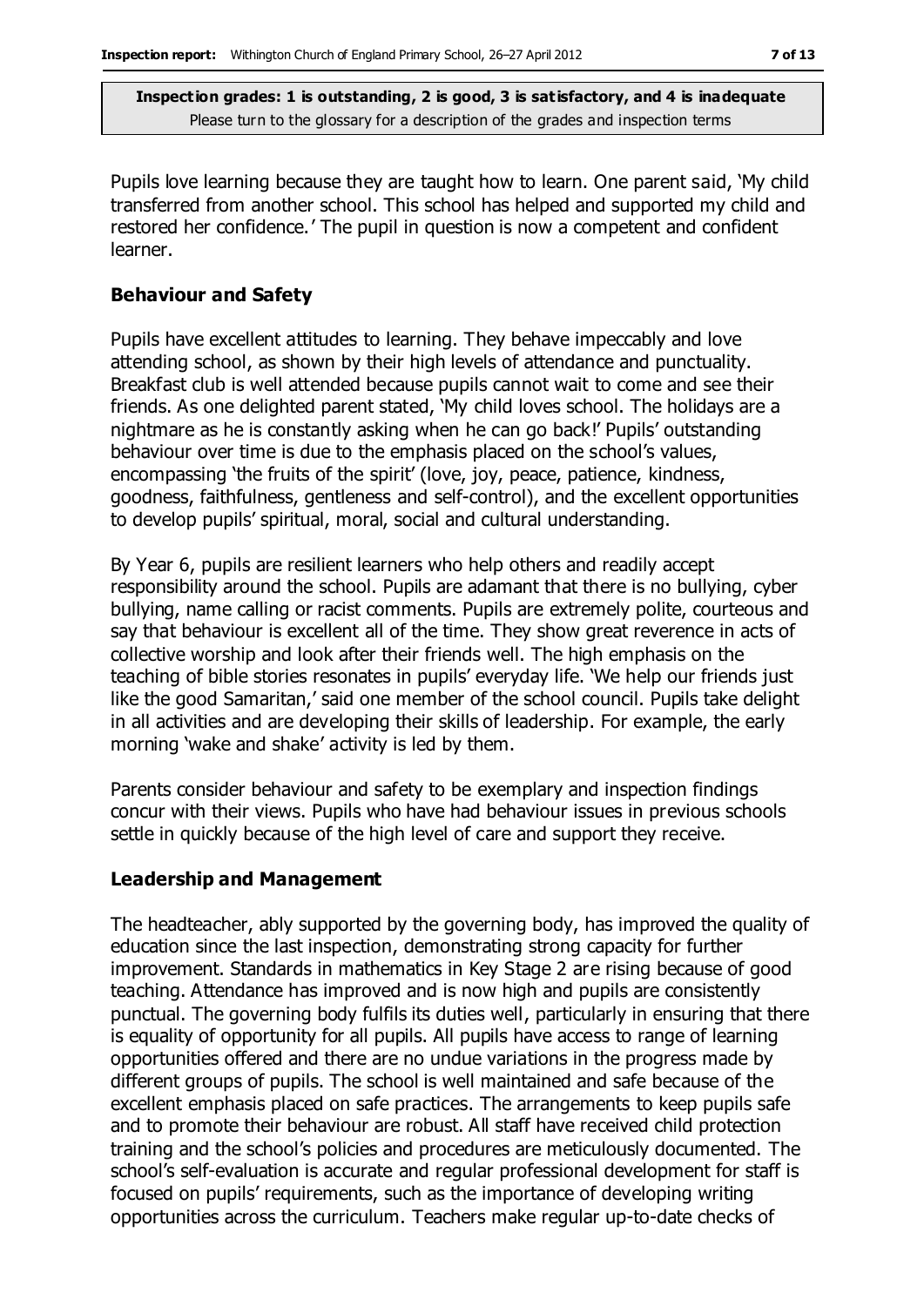Pupils love learning because they are taught how to learn. One parent said, 'My child transferred from another school. This school has helped and supported my child and restored her confidence.' The pupil in question is now a competent and confident learner.

### Behaviour and Safety

Pupils have excellent attitudes to learning. They behave impeccably and love attending school, as shown by their high levels of attendance and punctuality. Breakfast club is well attended because pupils cannot wait to come and see their friends. As one delighted parent stated, 'My child loves school. The holidays are a nightmare as he is constantly asking when he can go back!' Pupils' outstanding behaviour over time is due to the emphasis placed on the school's values, encompassing 'the fruits of the spirit' (love, joy, peace, patience, kindness, goodness, faithfulness, gentleness and self-control), and the excellent opportunities to develop pupils' spiritual, moral, social and cultural understanding.

By Year 6, pupils are resilient learners who help others and readily accept responsibility around the school. Pupils are adamant that there is no bullying, cyber bullying, name calling or racist comments. Pupils are extremely polite, courteous and say that behaviour is excellent all of the time. They show great reverence in acts of collective worship and look after their friends well. The high emphasis on the teaching of bible stories resonates in pupils' everyday life. 'We help our friends just like the good Samaritan,' said one member of the school council. Pupils take delight in all activities and are developing their skills of leadership. For example, the early morning 'wake and shake' activity is led by them.

Parents consider behaviour and safety to be exemplary and inspection findings concur with their views. Pupils who have had behaviour issues in previous schools settle in quickly because of the high level of care and support they receive.

### Leadership and Management

The headteacher, ably supported by the governing body, has improved the quality of education since the last inspection, demonstrating strong capacity for further improvement. Standards in mathematics in Key Stage 2 are rising because of good teaching. Attendance has improved and is now high and pupils are consistently punctual. The governing body fulfils its duties well, particularly in ensuring that there is equality of opportunity for all pupils. All pupils have access to range of learning opportunities offered and there are no undue variations in the progress made by different groups of pupils. The school is well maintained and safe because of the excellent emphasis placed on safe practices. The arrangements to keep pupils safe and to promote their behaviour are robust. All staff have received child protection training and the school's policies and procedures are meticulously documented. The school's self-evaluation is accurate and regular professional development for staff is focused on pupils' requirements, such as the importance of developing writing opportunities across the curriculum. Teachers make regular up-to-date checks of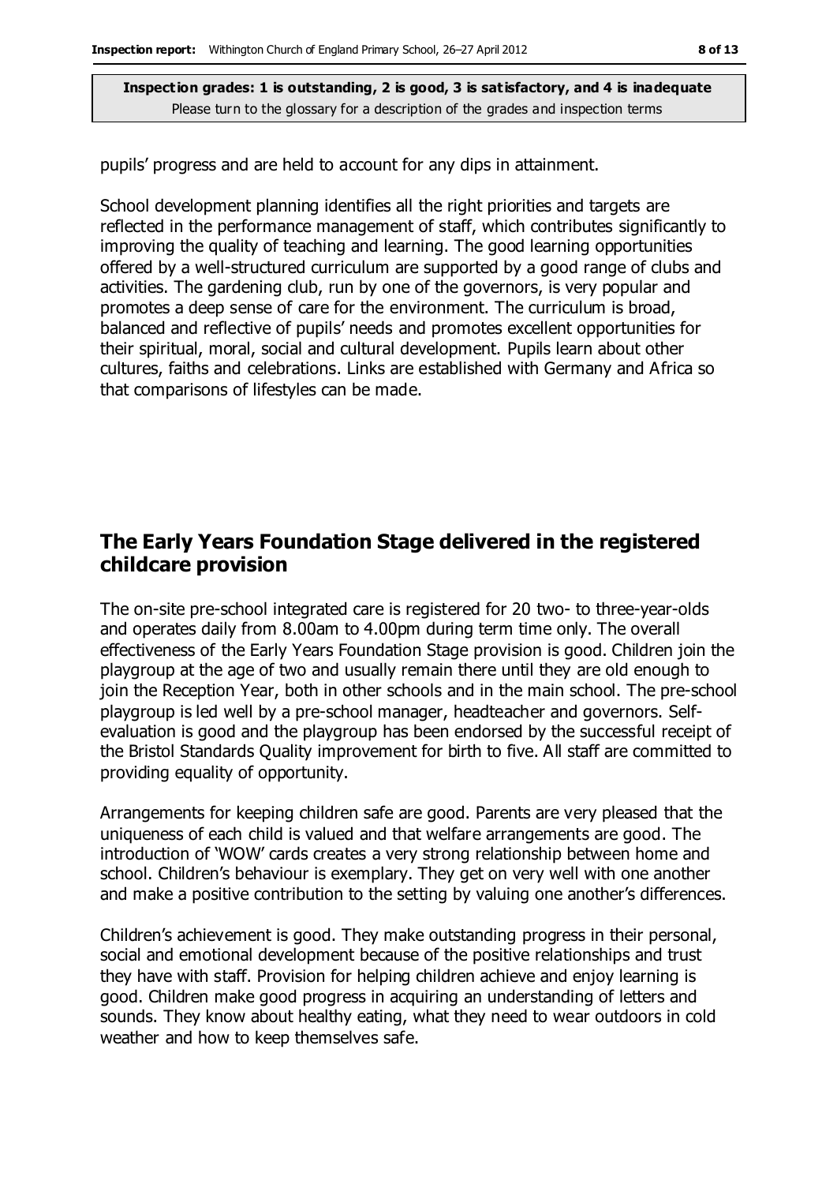pupils' progress and are held to account for any dips in attainment.

School development planning identifies all the right priorities and targets are reflected in the performance management of staff, which contributes significantly to improving the quality of teaching and learning. The good learning opportunities offered by a well-structured curriculum are supported by a good range of clubs and activities. The gardening club, run by one of the governors, is very popular and promotes a deep sense of care for the environment. The curriculum is broad, balanced and reflective of pupils' needs and promotes excellent opportunities for their spiritual, moral, social and cultural development. Pupils learn about other cultures, faiths and celebrations. Links are established with Germany and Africa so that comparisons of lifestyles can be made.

## The Early Years Foundation Stage delivered in the registered childcare provision

The on-site pre-school integrated care is registered for 20 two- to three-year-olds and operates daily from 8.00am to 4.00pm during term time only. The overall effectiveness of the Early Years Foundation Stage provision is good. Children join the playgroup at the age of two and usually remain there until they are old enough to join the Reception Year, both in other schools and in the main school. The pre-school playgroup is led well by a pre-school manager, headteacher and governors. Self-evaluation is good and the playgroup has been endorsed by the successful receipt of the Bristol Standards Quality improvement for birth to five. All staff are committed to providing equality of opportunity.

Arrangements for keeping children safe are good. Parents are very pleased that the uniqueness of each child is valued and that welfare arrangements are good. The introduction of 'WOW' cards creates a very strong relationship between home and school. Children's behaviour is exemplary. They get on very well with one another and make a positive contribution to the setting by valuing one another's differences.

Children's achievement is good. They make outstanding progress in their personal, social and emotional development because of the positive relationships and trust they have with staff. Provision for helping children achieve and enjoy learning is good. Children make good progress in acquiring an understanding of letters and sounds. They know about healthy eating, what they need to wear outdoors in cold weather and how to keep themselves safe.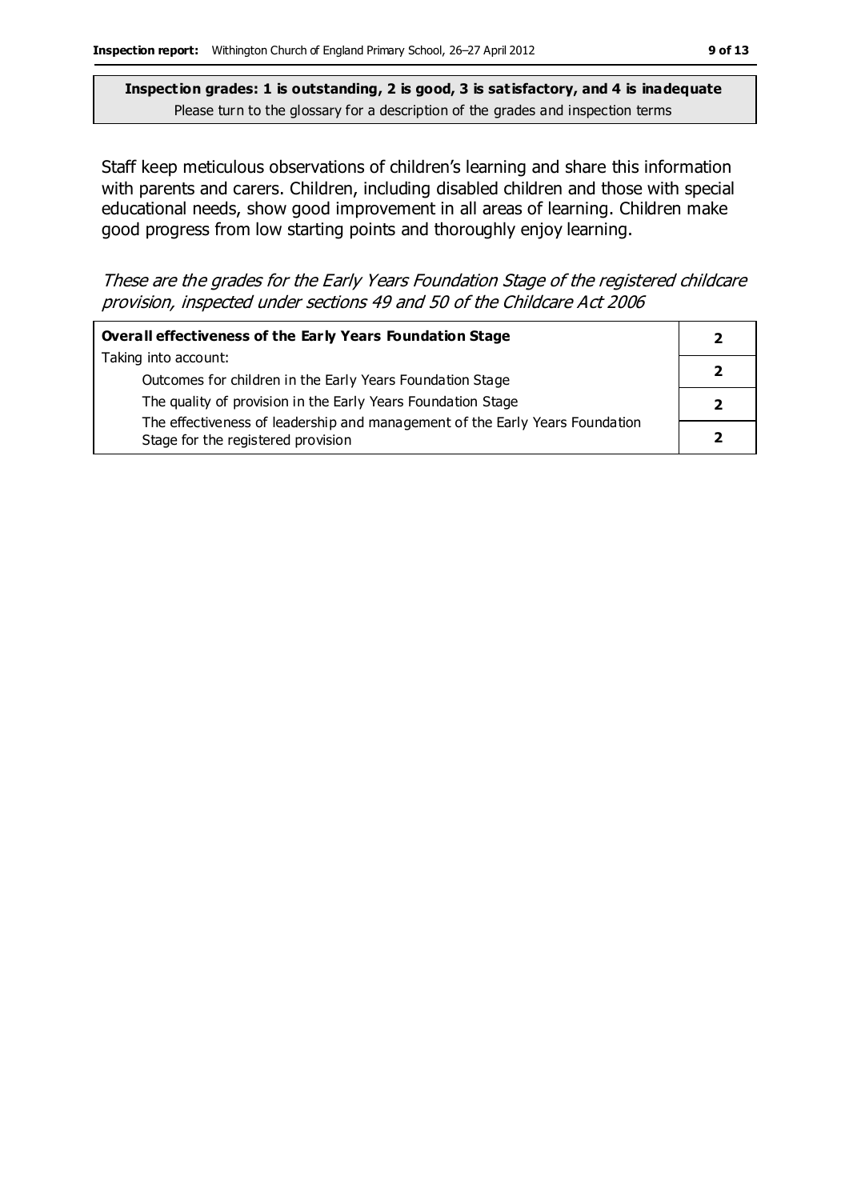**Inspection grades: 1 is outstanding, 2 is good, 3 is satisfactory, and 4 is inadequate**
Please turn to the glossary for a description of the grades and inspection terms

Staff keep meticulous observations of children's learning and share this information with parents and carers. Children, including disabled children and those with special educational needs, show good improvement in all areas of learning. Children make good progress from low starting points and thoroughly enjoy learning.

*These are the grades for the Early Years Foundation Stage of the registered childcare provision, inspected under sections 49 and 50 of the Childcare Act 2006*

| **Overall effectiveness of the Early Years Foundation Stage** | **2** |
|---|---|
| Taking into account: | |
| Outcomes for children in the Early Years Foundation Stage | **2** |
| The quality of provision in the Early Years Foundation Stage | **2** |
| The effectiveness of leadership and management of the Early Years Foundation Stage for the registered provision | **2** |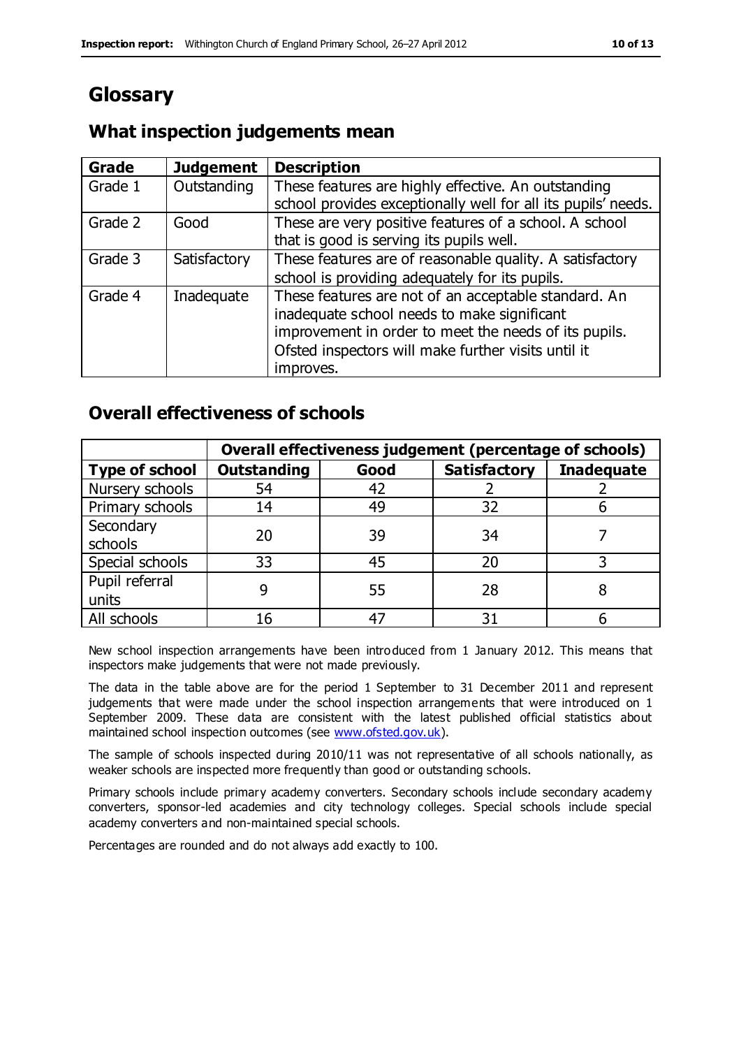# Glossary

## What inspection judgements mean

| Grade | Judgement | Description |
|---|---|---|
| Grade 1 | Outstanding | These features are highly effective. An outstanding school provides exceptionally well for all its pupils' needs. |
| Grade 2 | Good | These are very positive features of a school. A school that is good is serving its pupils well. |
| Grade 3 | Satisfactory | These features are of reasonable quality. A satisfactory school is providing adequately for its pupils. |
| Grade 4 | Inadequate | These features are not of an acceptable standard. An inadequate school needs to make significant improvement in order to meet the needs of its pupils. Ofsted inspectors will make further visits until it improves. |

## Overall effectiveness of schools

| | Overall effectiveness judgement (percentage of schools) | | | |
|---|---|---|---|---|
| **Type of school** | **Outstanding** | **Good** | **Satisfactory** | **Inadequate** |
| Nursery schools | 54 | 42 | 2 | 2 |
| Primary schools | 14 | 49 | 32 | 6 |
| Secondary schools | 20 | 39 | 34 | 7 |
| Special schools | 33 | 45 | 20 | 3 |
| Pupil referral units | 9 | 55 | 28 | 8 |
| All schools | 16 | 47 | 31 | 6 |

New school inspection arrangements have been introduced from 1 January 2012. This means that inspectors make judgements that were not made previously.

The data in the table above are for the period 1 September to 31 December 2011 and represent judgements that were made under the school inspection arrangements that were introduced on 1 September 2009. These data are consistent with the latest published official statistics about maintained school inspection outcomes (see www.ofsted.gov.uk).

The sample of schools inspected during 2010/11 was not representative of all schools nationally, as weaker schools are inspected more frequently than good or outstanding schools.

Primary schools include primary academy converters. Secondary schools include secondary academy converters, sponsor-led academies and city technology colleges. Special schools include special academy converters and non-maintained special schools.

Percentages are rounded and do not always add exactly to 100.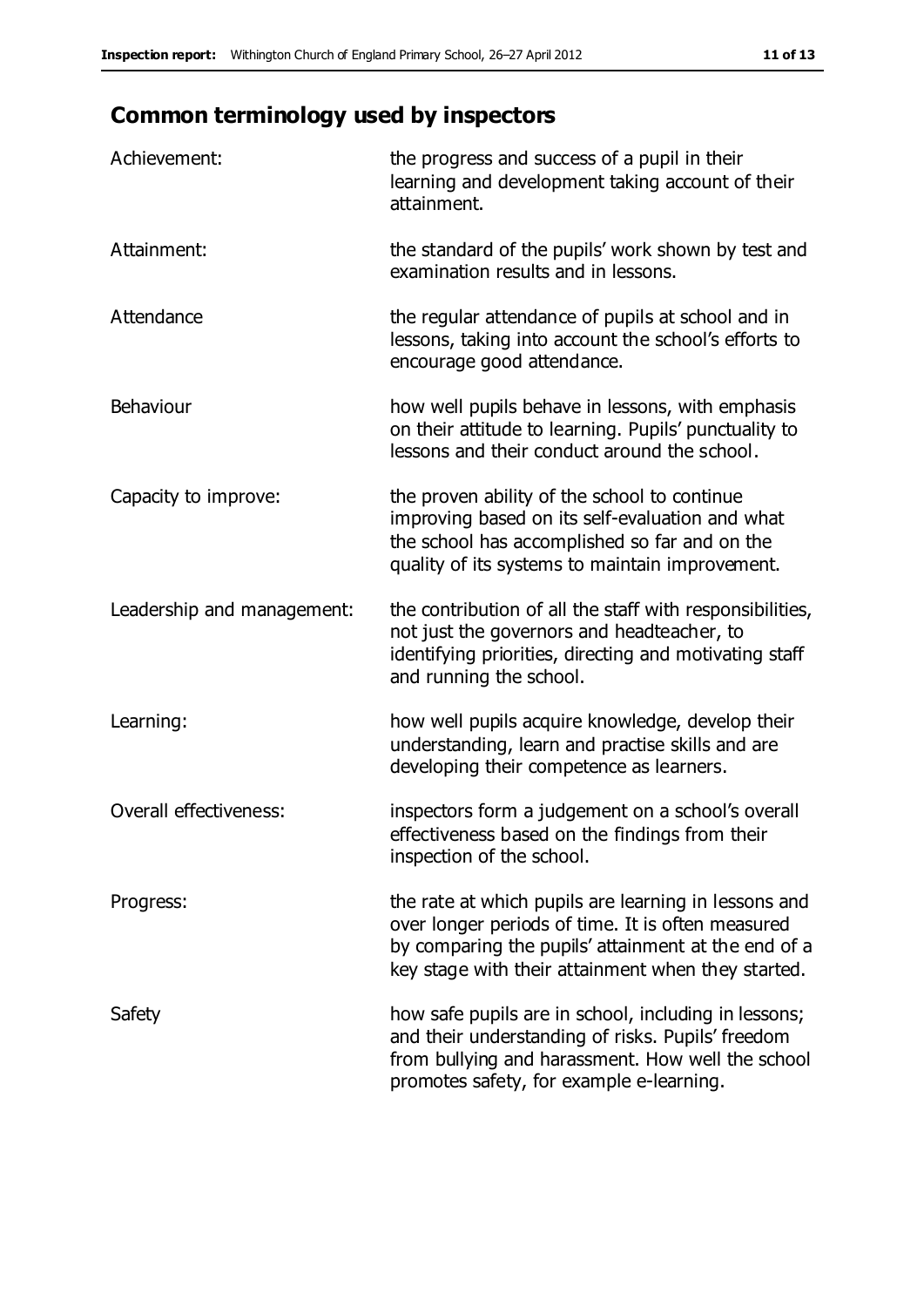## Common terminology used by inspectors

| | |
|---|---|
| Achievement: | the progress and success of a pupil in their learning and development taking account of their attainment. |
| Attainment: | the standard of the pupils' work shown by test and examination results and in lessons. |
| Attendance | the regular attendance of pupils at school and in lessons, taking into account the school's efforts to encourage good attendance. |
| Behaviour | how well pupils behave in lessons, with emphasis on their attitude to learning. Pupils' punctuality to lessons and their conduct around the school. |
| Capacity to improve: | the proven ability of the school to continue improving based on its self-evaluation and what the school has accomplished so far and on the quality of its systems to maintain improvement. |
| Leadership and management: | the contribution of all the staff with responsibilities, not just the governors and headteacher, to identifying priorities, directing and motivating staff and running the school. |
| Learning: | how well pupils acquire knowledge, develop their understanding, learn and practise skills and are developing their competence as learners. |
| Overall effectiveness: | inspectors form a judgement on a school's overall effectiveness based on the findings from their inspection of the school. |
| Progress: | the rate at which pupils are learning in lessons and over longer periods of time. It is often measured by comparing the pupils' attainment at the end of a key stage with their attainment when they started. |
| Safety | how safe pupils are in school, including in lessons; and their understanding of risks. Pupils' freedom from bullying and harassment. How well the school promotes safety, for example e-learning. |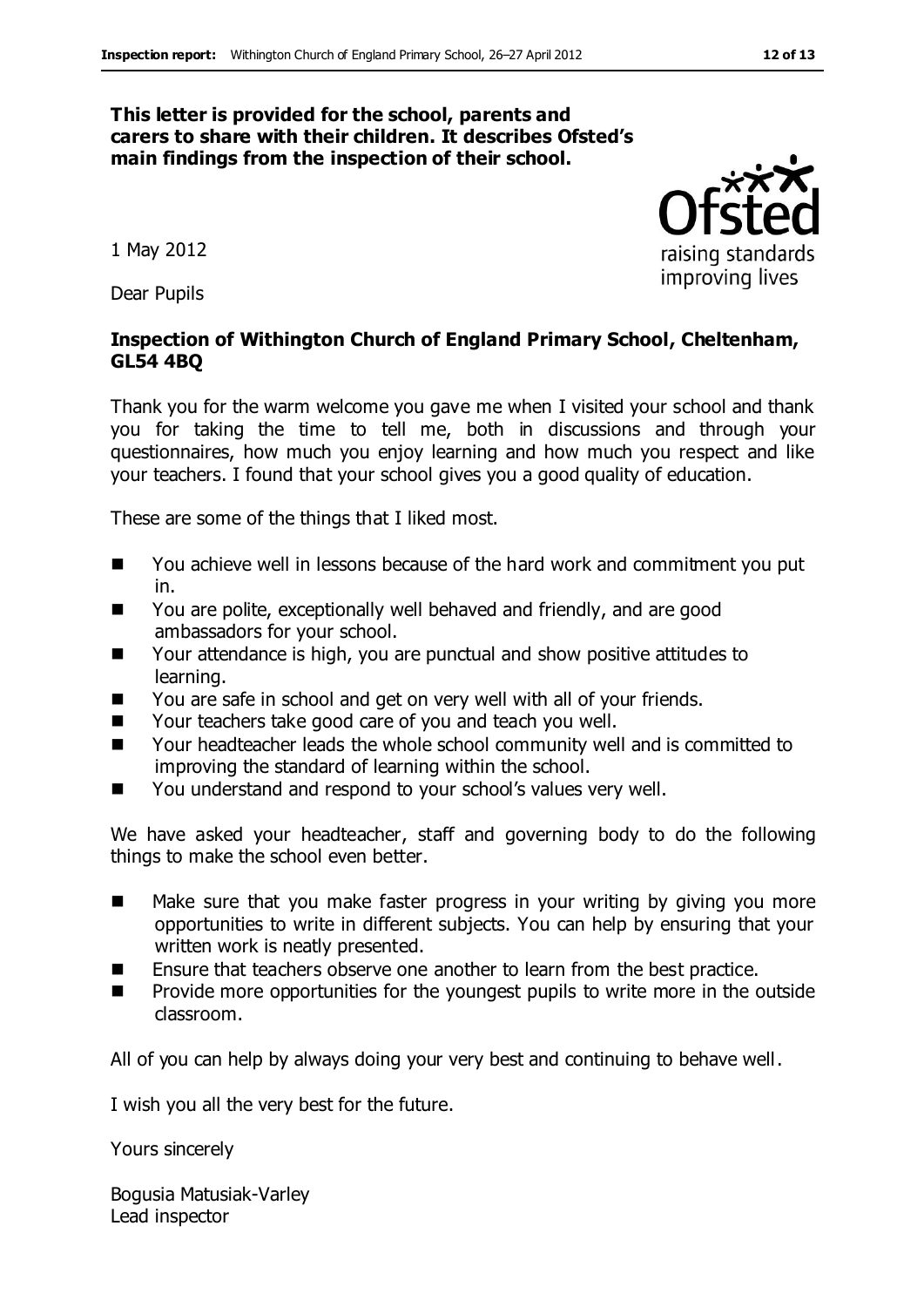**This letter is provided for the school, parents and carers to share with their children. It describes Ofsted's main findings from the inspection of their school.**

1 May 2012

Dear Pupils

**Inspection of Withington Church of England Primary School, Cheltenham, GL54 4BQ**

Thank you for the warm welcome you gave me when I visited your school and thank you for taking the time to tell me, both in discussions and through your questionnaires, how much you enjoy learning and how much you respect and like your teachers. I found that your school gives you a good quality of education.

These are some of the things that I liked most.

- You achieve well in lessons because of the hard work and commitment you put in.
- You are polite, exceptionally well behaved and friendly, and are good ambassadors for your school.
- Your attendance is high, you are punctual and show positive attitudes to learning.
- You are safe in school and get on very well with all of your friends.
- Your teachers take good care of you and teach you well.
- Your headteacher leads the whole school community well and is committed to improving the standard of learning within the school.
- You understand and respond to your school's values very well.

We have asked your headteacher, staff and governing body to do the following things to make the school even better.

- Make sure that you make faster progress in your writing by giving you more opportunities to write in different subjects. You can help by ensuring that your written work is neatly presented.
- Ensure that teachers observe one another to learn from the best practice.
- Provide more opportunities for the youngest pupils to write more in the outside classroom.

All of you can help by always doing your very best and continuing to behave well.

I wish you all the very best for the future.

Yours sincerely

Bogusia Matusiak-Varley
Lead inspector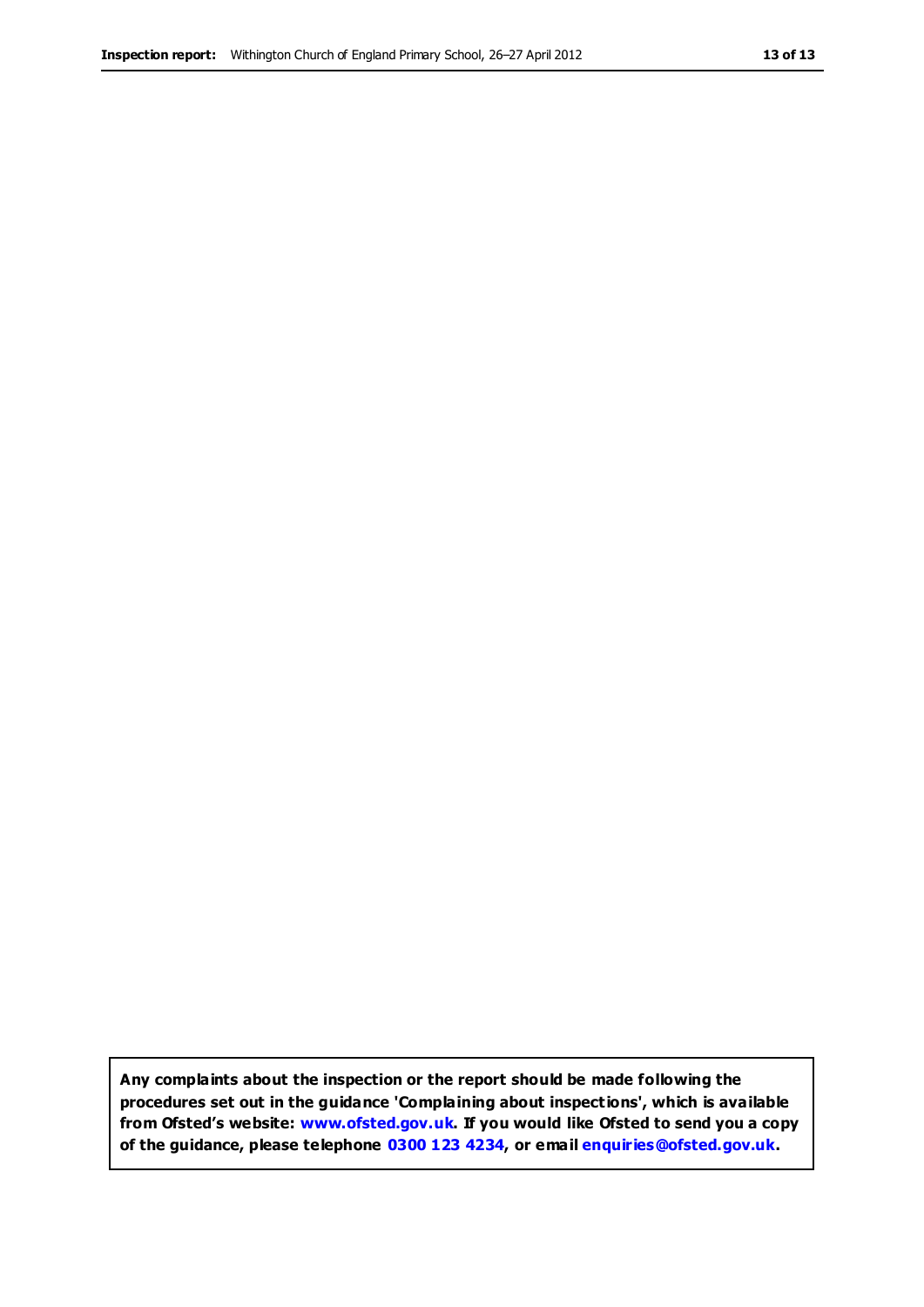**Any complaints about the inspection or the report should be made following the procedures set out in the guidance 'Complaining about inspections', which is available from Ofsted's website: www.ofsted.gov.uk. If you would like Ofsted to send you a copy of the guidance, please telephone 0300 123 4234, or email enquiries@ofsted.gov.uk.**